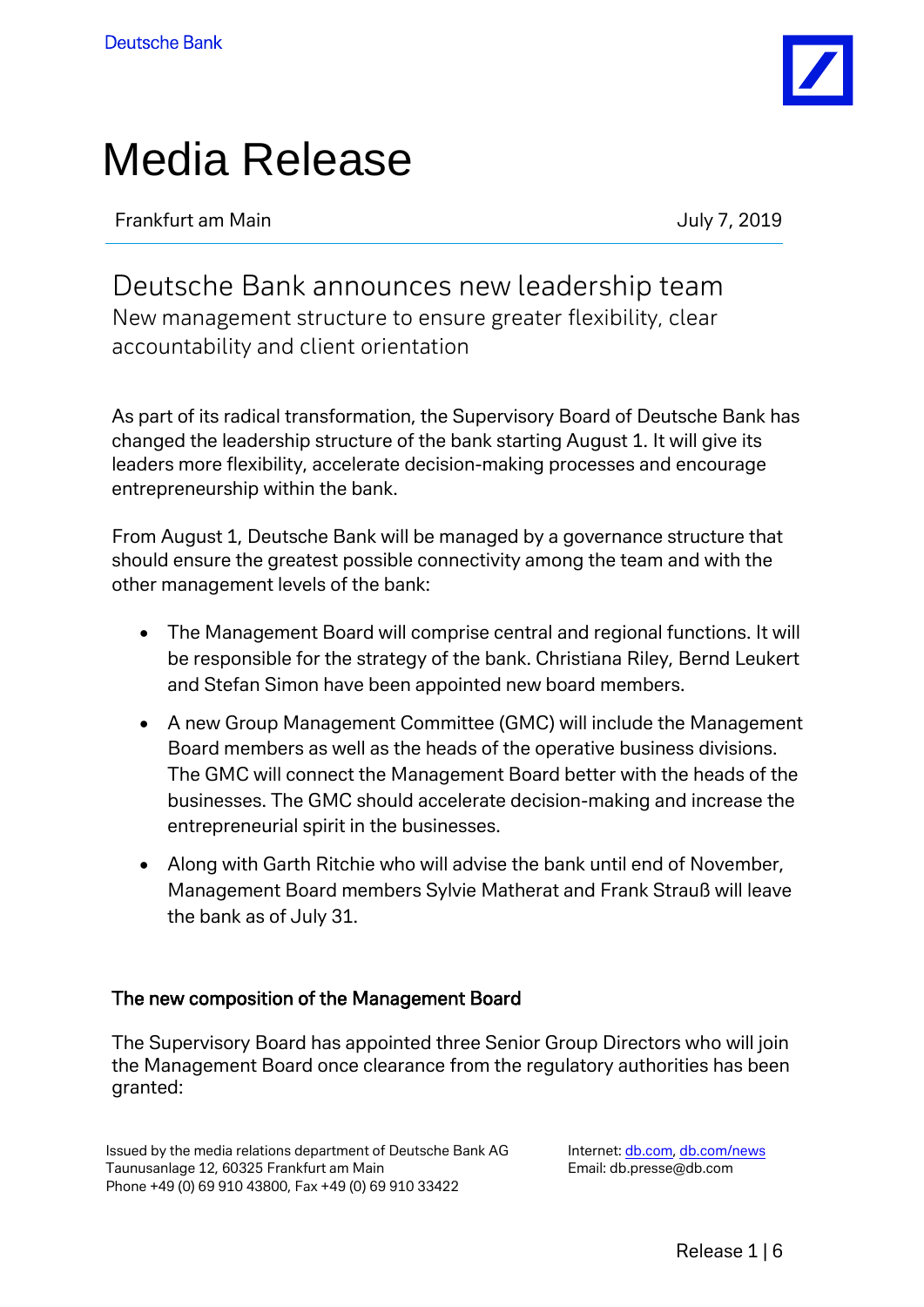Deutsche Bank

# Media Release

Frankfurt am Main July 7, 2019

## Deutsche Bank announces new leadership team

New management structure to ensure greater flexibility, clear accountability and client orientation

As part of its radical transformation, the Supervisory Board of Deutsche Bank has changed the leadership structure of the bank starting August 1. It will give its leaders more flexibility, accelerate decision-making processes and encourage entrepreneurship within the bank.

From August 1, Deutsche Bank will be managed by a governance structure that should ensure the greatest possible connectivity among the team and with the other management levels of the bank:

- The Management Board will comprise central and regional functions. It will be responsible for the strategy of the bank. Christiana Riley, Bernd Leukert and Stefan Simon have been appointed new board members.
- A new Group Management Committee (GMC) will include the Management Board members as well as the heads of the operative business divisions. The GMC will connect the Management Board better with the heads of the businesses. The GMC should accelerate decision-making and increase the entrepreneurial spirit in the businesses.
- Along with Garth Ritchie who will advise the bank until end of November, Management Board members Sylvie Matherat and Frank Strauß will leave the bank as of July 31.

### The new composition of the Management Board

The Supervisory Board has appointed three Senior Group Directors who will join the Management Board once clearance from the regulatory authorities has been granted:

Issued by the media relations department of Deutsche Bank AG
Taunusanlage 12, 60325 Frankfurt am Main
Phone +49 (0) 69 910 43800, Fax +49 (0) 69 910 33422

Internet: db.com, db.com/news
Email: db.presse@db.com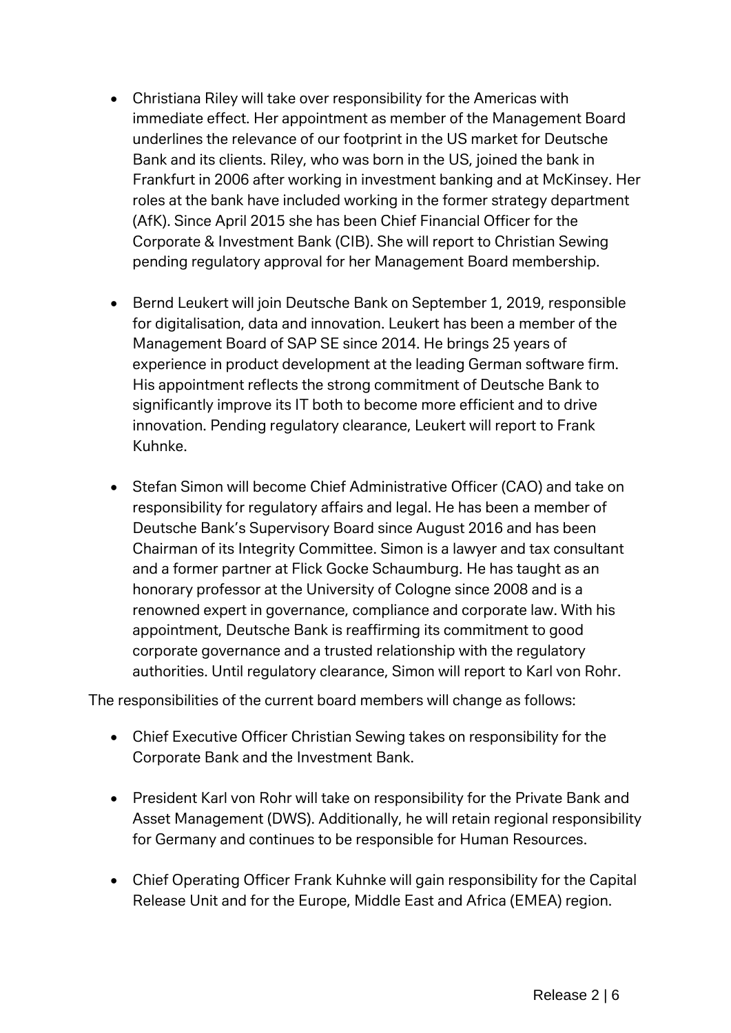- Christiana Riley will take over responsibility for the Americas with immediate effect. Her appointment as member of the Management Board underlines the relevance of our footprint in the US market for Deutsche Bank and its clients. Riley, who was born in the US, joined the bank in Frankfurt in 2006 after working in investment banking and at McKinsey. Her roles at the bank have included working in the former strategy department (AfK). Since April 2015 she has been Chief Financial Officer for the Corporate & Investment Bank (CIB). She will report to Christian Sewing pending regulatory approval for her Management Board membership.

- Bernd Leukert will join Deutsche Bank on September 1, 2019, responsible for digitalisation, data and innovation. Leukert has been a member of the Management Board of SAP SE since 2014. He brings 25 years of experience in product development at the leading German software firm. His appointment reflects the strong commitment of Deutsche Bank to significantly improve its IT both to become more efficient and to drive innovation. Pending regulatory clearance, Leukert will report to Frank Kuhnke.

- Stefan Simon will become Chief Administrative Officer (CAO) and take on responsibility for regulatory affairs and legal. He has been a member of Deutsche Bank's Supervisory Board since August 2016 and has been Chairman of its Integrity Committee. Simon is a lawyer and tax consultant and a former partner at Flick Gocke Schaumburg. He has taught as an honorary professor at the University of Cologne since 2008 and is a renowned expert in governance, compliance and corporate law. With his appointment, Deutsche Bank is reaffirming its commitment to good corporate governance and a trusted relationship with the regulatory authorities. Until regulatory clearance, Simon will report to Karl von Rohr.

The responsibilities of the current board members will change as follows:

- Chief Executive Officer Christian Sewing takes on responsibility for the Corporate Bank and the Investment Bank.

- President Karl von Rohr will take on responsibility for the Private Bank and Asset Management (DWS). Additionally, he will retain regional responsibility for Germany and continues to be responsible for Human Resources.

- Chief Operating Officer Frank Kuhnke will gain responsibility for the Capital Release Unit and for the Europe, Middle East and Africa (EMEA) region.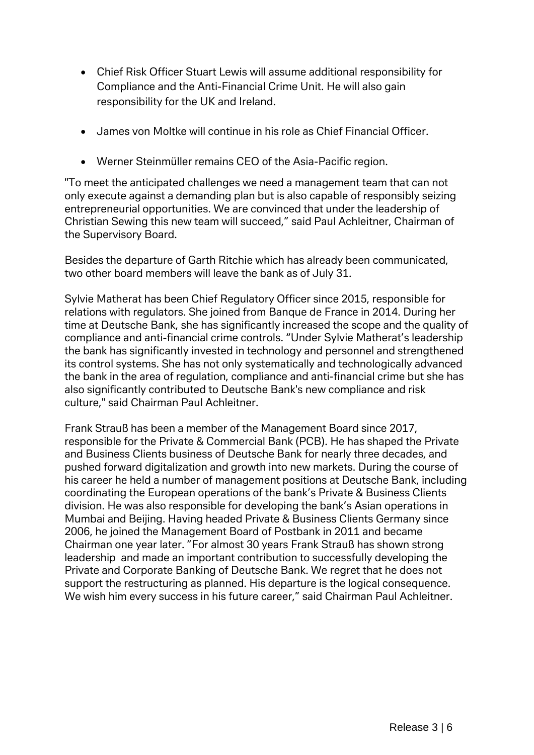- Chief Risk Officer Stuart Lewis will assume additional responsibility for Compliance and the Anti-Financial Crime Unit. He will also gain responsibility for the UK and Ireland.

- James von Moltke will continue in his role as Chief Financial Officer.

- Werner Steinmüller remains CEO of the Asia-Pacific region.

"To meet the anticipated challenges we need a management team that can not only execute against a demanding plan but is also capable of responsibly seizing entrepreneurial opportunities. We are convinced that under the leadership of Christian Sewing this new team will succeed," said Paul Achleitner, Chairman of the Supervisory Board.

Besides the departure of Garth Ritchie which has already been communicated, two other board members will leave the bank as of July 31.

Sylvie Matherat has been Chief Regulatory Officer since 2015, responsible for relations with regulators. She joined from Banque de France in 2014. During her time at Deutsche Bank, she has significantly increased the scope and the quality of compliance and anti-financial crime controls. "Under Sylvie Matherat's leadership the bank has significantly invested in technology and personnel and strengthened its control systems. She has not only systematically and technologically advanced the bank in the area of regulation, compliance and anti-financial crime but she has also significantly contributed to Deutsche Bank's new compliance and risk culture," said Chairman Paul Achleitner.

Frank Strauß has been a member of the Management Board since 2017, responsible for the Private & Commercial Bank (PCB). He has shaped the Private and Business Clients business of Deutsche Bank for nearly three decades, and pushed forward digitalization and growth into new markets. During the course of his career he held a number of management positions at Deutsche Bank, including coordinating the European operations of the bank's Private & Business Clients division. He was also responsible for developing the bank's Asian operations in Mumbai and Beijing. Having headed Private & Business Clients Germany since 2006, he joined the Management Board of Postbank in 2011 and became Chairman one year later. "For almost 30 years Frank Strauß has shown strong leadership and made an important contribution to successfully developing the Private and Corporate Banking of Deutsche Bank. We regret that he does not support the restructuring as planned. His departure is the logical consequence. We wish him every success in his future career," said Chairman Paul Achleitner.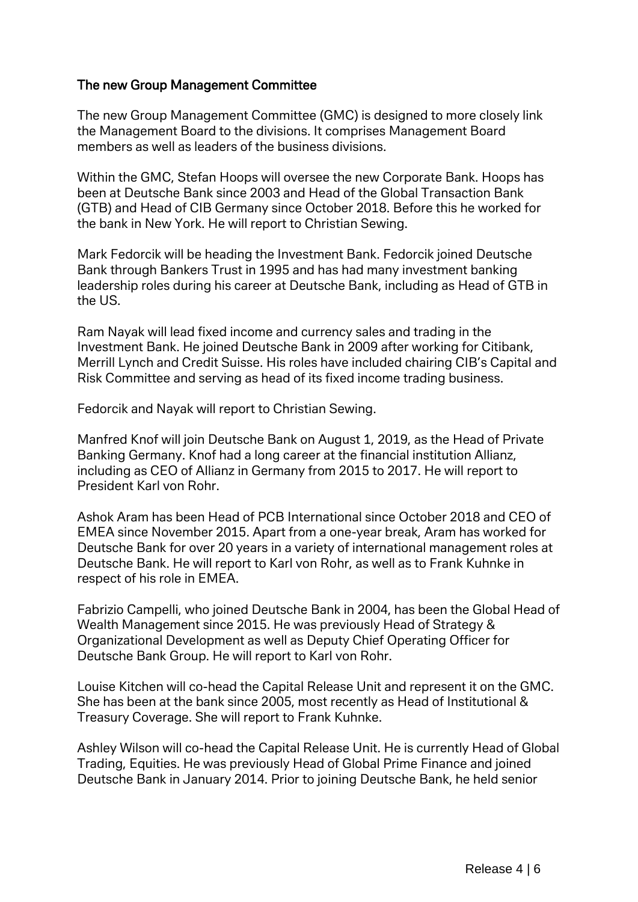## The new Group Management Committee

The new Group Management Committee (GMC) is designed to more closely link the Management Board to the divisions. It comprises Management Board members as well as leaders of the business divisions.

Within the GMC, Stefan Hoops will oversee the new Corporate Bank. Hoops has been at Deutsche Bank since 2003 and Head of the Global Transaction Bank (GTB) and Head of CIB Germany since October 2018. Before this he worked for the bank in New York. He will report to Christian Sewing.

Mark Fedorcik will be heading the Investment Bank. Fedorcik joined Deutsche Bank through Bankers Trust in 1995 and has had many investment banking leadership roles during his career at Deutsche Bank, including as Head of GTB in the US.

Ram Nayak will lead fixed income and currency sales and trading in the Investment Bank. He joined Deutsche Bank in 2009 after working for Citibank, Merrill Lynch and Credit Suisse. His roles have included chairing CIB's Capital and Risk Committee and serving as head of its fixed income trading business.

Fedorcik and Nayak will report to Christian Sewing.

Manfred Knof will join Deutsche Bank on August 1, 2019, as the Head of Private Banking Germany. Knof had a long career at the financial institution Allianz, including as CEO of Allianz in Germany from 2015 to 2017. He will report to President Karl von Rohr.

Ashok Aram has been Head of PCB International since October 2018 and CEO of EMEA since November 2015. Apart from a one-year break, Aram has worked for Deutsche Bank for over 20 years in a variety of international management roles at Deutsche Bank. He will report to Karl von Rohr, as well as to Frank Kuhnke in respect of his role in EMEA.

Fabrizio Campelli, who joined Deutsche Bank in 2004, has been the Global Head of Wealth Management since 2015. He was previously Head of Strategy & Organizational Development as well as Deputy Chief Operating Officer for Deutsche Bank Group. He will report to Karl von Rohr.

Louise Kitchen will co-head the Capital Release Unit and represent it on the GMC. She has been at the bank since 2005, most recently as Head of Institutional & Treasury Coverage. She will report to Frank Kuhnke.

Ashley Wilson will co-head the Capital Release Unit. He is currently Head of Global Trading, Equities. He was previously Head of Global Prime Finance and joined Deutsche Bank in January 2014. Prior to joining Deutsche Bank, he held senior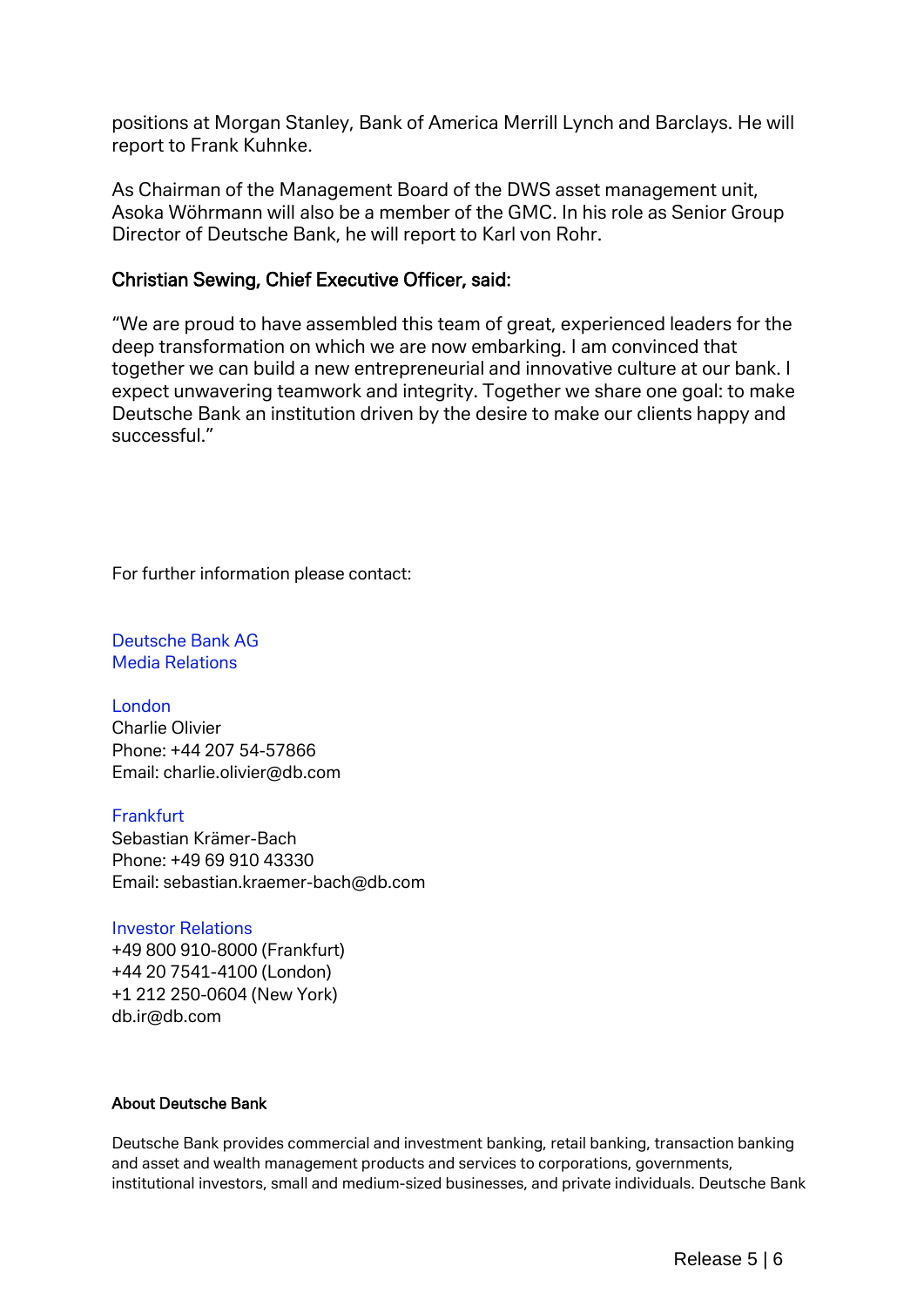positions at Morgan Stanley, Bank of America Merrill Lynch and Barclays. He will report to Frank Kuhnke.

As Chairman of the Management Board of the DWS asset management unit, Asoka Wöhrmann will also be a member of the GMC. In his role as Senior Group Director of Deutsche Bank, he will report to Karl von Rohr.

**Christian Sewing, Chief Executive Officer, said:**

"We are proud to have assembled this team of great, experienced leaders for the deep transformation on which we are now embarking. I am convinced that together we can build a new entrepreneurial and innovative culture at our bank. I expect unwavering teamwork and integrity. Together we share one goal: to make Deutsche Bank an institution driven by the desire to make our clients happy and successful."

For further information please contact:

Deutsche Bank AG
Media Relations

London
Charlie Olivier
Phone: +44 207 54-57866
Email: charlie.olivier@db.com

Frankfurt
Sebastian Krämer-Bach
Phone: +49 69 910 43330
Email: sebastian.kraemer-bach@db.com

Investor Relations
+49 800 910-8000 (Frankfurt)
+44 20 7541-4100 (London)
+1 212 250-0604 (New York)
db.ir@db.com

**About Deutsche Bank**

Deutsche Bank provides commercial and investment banking, retail banking, transaction banking and asset and wealth management products and services to corporations, governments, institutional investors, small and medium-sized businesses, and private individuals. Deutsche Bank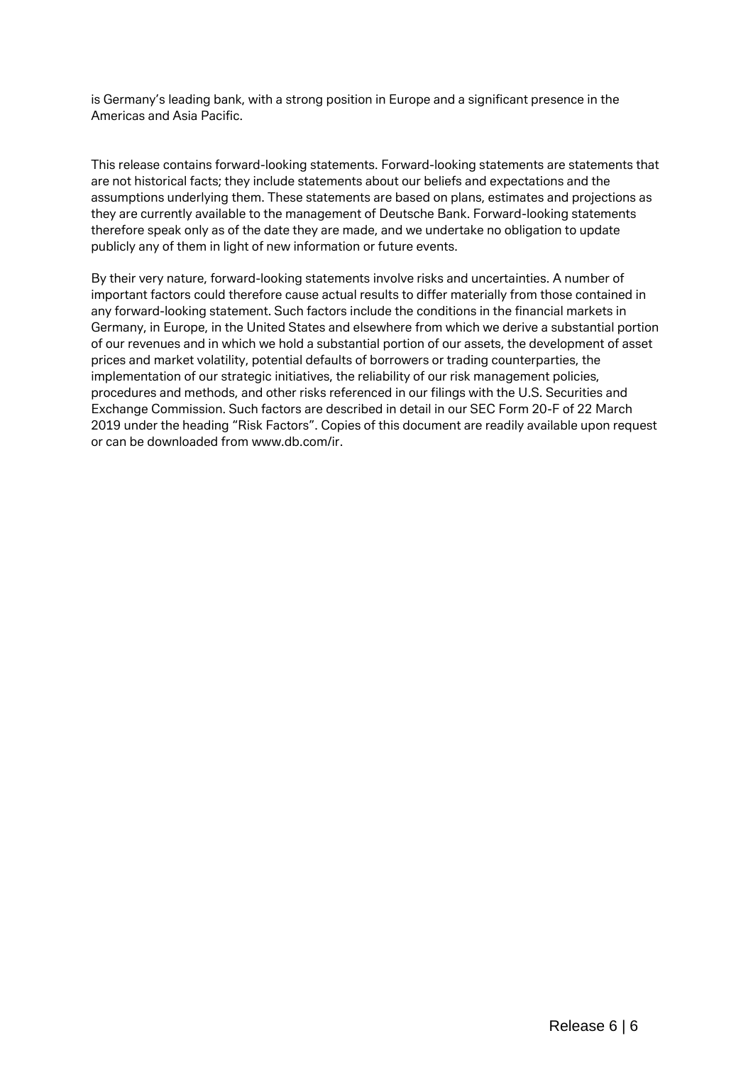is Germany's leading bank, with a strong position in Europe and a significant presence in the Americas and Asia Pacific.

This release contains forward-looking statements. Forward-looking statements are statements that are not historical facts; they include statements about our beliefs and expectations and the assumptions underlying them. These statements are based on plans, estimates and projections as they are currently available to the management of Deutsche Bank. Forward-looking statements therefore speak only as of the date they are made, and we undertake no obligation to update publicly any of them in light of new information or future events.

By their very nature, forward-looking statements involve risks and uncertainties. A number of important factors could therefore cause actual results to differ materially from those contained in any forward-looking statement. Such factors include the conditions in the financial markets in Germany, in Europe, in the United States and elsewhere from which we derive a substantial portion of our revenues and in which we hold a substantial portion of our assets, the development of asset prices and market volatility, potential defaults of borrowers or trading counterparties, the implementation of our strategic initiatives, the reliability of our risk management policies, procedures and methods, and other risks referenced in our filings with the U.S. Securities and Exchange Commission. Such factors are described in detail in our SEC Form 20-F of 22 March 2019 under the heading "Risk Factors". Copies of this document are readily available upon request or can be downloaded from www.db.com/ir.